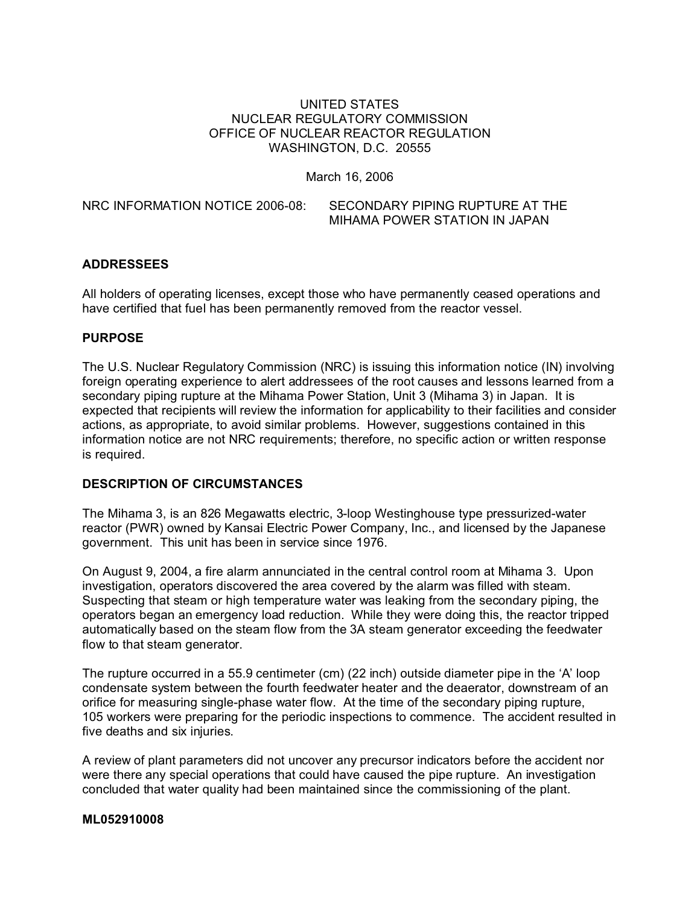UNITED STATES
NUCLEAR REGULATORY COMMISSION
OFFICE OF NUCLEAR REACTOR REGULATION
WASHINGTON, D.C. 20555

March 16, 2006

NRC INFORMATION NOTICE 2006-08: SECONDARY PIPING RUPTURE AT THE MIHAMA POWER STATION IN JAPAN

## ADDRESSEES

All holders of operating licenses, except those who have permanently ceased operations and have certified that fuel has been permanently removed from the reactor vessel.

## PURPOSE

The U.S. Nuclear Regulatory Commission (NRC) is issuing this information notice (IN) involving foreign operating experience to alert addressees of the root causes and lessons learned from a secondary piping rupture at the Mihama Power Station, Unit 3 (Mihama 3) in Japan. It is expected that recipients will review the information for applicability to their facilities and consider actions, as appropriate, to avoid similar problems. However, suggestions contained in this information notice are not NRC requirements; therefore, no specific action or written response is required.

## DESCRIPTION OF CIRCUMSTANCES

The Mihama 3, is an 826 Megawatts electric, 3-loop Westinghouse type pressurized-water reactor (PWR) owned by Kansai Electric Power Company, Inc., and licensed by the Japanese government. This unit has been in service since 1976.

On August 9, 2004, a fire alarm annunciated in the central control room at Mihama 3. Upon investigation, operators discovered the area covered by the alarm was filled with steam. Suspecting that steam or high temperature water was leaking from the secondary piping, the operators began an emergency load reduction. While they were doing this, the reactor tripped automatically based on the steam flow from the 3A steam generator exceeding the feedwater flow to that steam generator.

The rupture occurred in a 55.9 centimeter (cm) (22 inch) outside diameter pipe in the 'A' loop condensate system between the fourth feedwater heater and the deaerator, downstream of an orifice for measuring single-phase water flow. At the time of the secondary piping rupture, 105 workers were preparing for the periodic inspections to commence. The accident resulted in five deaths and six injuries.

A review of plant parameters did not uncover any precursor indicators before the accident nor were there any special operations that could have caused the pipe rupture. An investigation concluded that water quality had been maintained since the commissioning of the plant.

**ML052910008**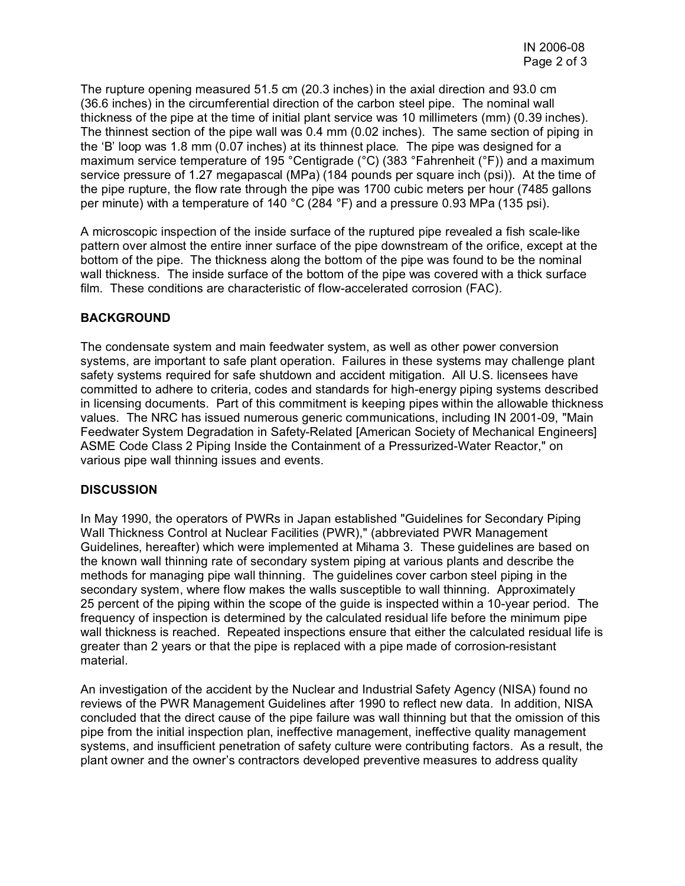The rupture opening measured 51.5 cm (20.3 inches) in the axial direction and 93.0 cm (36.6 inches) in the circumferential direction of the carbon steel pipe. The nominal wall thickness of the pipe at the time of initial plant service was 10 millimeters (mm) (0.39 inches). The thinnest section of the pipe wall was 0.4 mm (0.02 inches). The same section of piping in the 'B' loop was 1.8 mm (0.07 inches) at its thinnest place. The pipe was designed for a maximum service temperature of 195 °Centigrade (°C) (383 °Fahrenheit (°F)) and a maximum service pressure of 1.27 megapascal (MPa) (184 pounds per square inch (psi)). At the time of the pipe rupture, the flow rate through the pipe was 1700 cubic meters per hour (7485 gallons per minute) with a temperature of 140 °C (284 °F) and a pressure 0.93 MPa (135 psi).

A microscopic inspection of the inside surface of the ruptured pipe revealed a fish scale-like pattern over almost the entire inner surface of the pipe downstream of the orifice, except at the bottom of the pipe. The thickness along the bottom of the pipe was found to be the nominal wall thickness. The inside surface of the bottom of the pipe was covered with a thick surface film. These conditions are characteristic of flow-accelerated corrosion (FAC).

## BACKGROUND

The condensate system and main feedwater system, as well as other power conversion systems, are important to safe plant operation. Failures in these systems may challenge plant safety systems required for safe shutdown and accident mitigation. All U.S. licensees have committed to adhere to criteria, codes and standards for high-energy piping systems described in licensing documents. Part of this commitment is keeping pipes within the allowable thickness values. The NRC has issued numerous generic communications, including IN 2001-09, "Main Feedwater System Degradation in Safety-Related [American Society of Mechanical Engineers] ASME Code Class 2 Piping Inside the Containment of a Pressurized-Water Reactor," on various pipe wall thinning issues and events.

## DISCUSSION

In May 1990, the operators of PWRs in Japan established "Guidelines for Secondary Piping Wall Thickness Control at Nuclear Facilities (PWR)," (abbreviated PWR Management Guidelines, hereafter) which were implemented at Mihama 3. These guidelines are based on the known wall thinning rate of secondary system piping at various plants and describe the methods for managing pipe wall thinning. The guidelines cover carbon steel piping in the secondary system, where flow makes the walls susceptible to wall thinning. Approximately 25 percent of the piping within the scope of the guide is inspected within a 10-year period. The frequency of inspection is determined by the calculated residual life before the minimum pipe wall thickness is reached. Repeated inspections ensure that either the calculated residual life is greater than 2 years or that the pipe is replaced with a pipe made of corrosion-resistant material.

An investigation of the accident by the Nuclear and Industrial Safety Agency (NISA) found no reviews of the PWR Management Guidelines after 1990 to reflect new data. In addition, NISA concluded that the direct cause of the pipe failure was wall thinning but that the omission of this pipe from the initial inspection plan, ineffective management, ineffective quality management systems, and insufficient penetration of safety culture were contributing factors. As a result, the plant owner and the owner's contractors developed preventive measures to address quality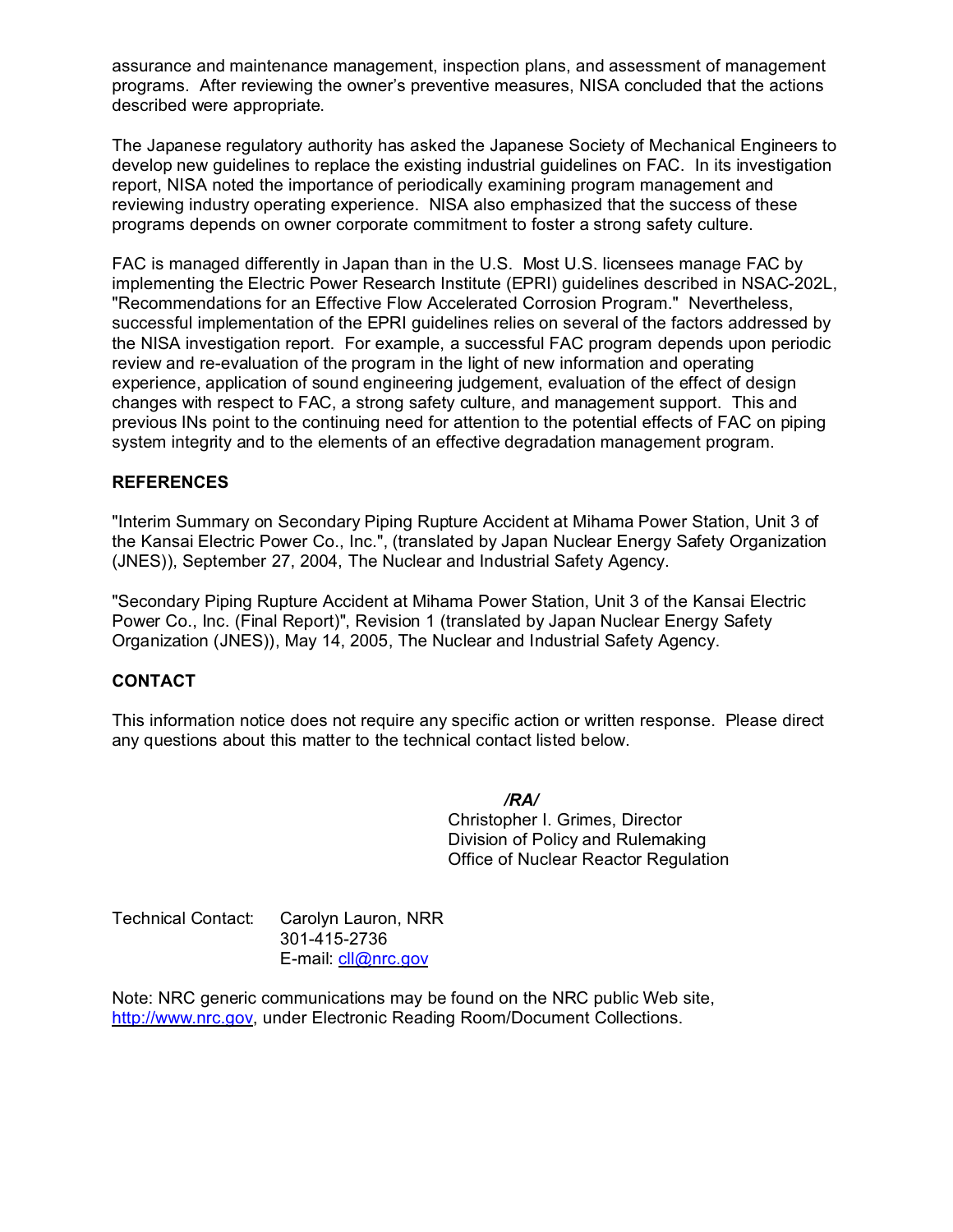assurance and maintenance management, inspection plans, and assessment of management programs. After reviewing the owner's preventive measures, NISA concluded that the actions described were appropriate.

The Japanese regulatory authority has asked the Japanese Society of Mechanical Engineers to develop new guidelines to replace the existing industrial guidelines on FAC. In its investigation report, NISA noted the importance of periodically examining program management and reviewing industry operating experience. NISA also emphasized that the success of these programs depends on owner corporate commitment to foster a strong safety culture.

FAC is managed differently in Japan than in the U.S. Most U.S. licensees manage FAC by implementing the Electric Power Research Institute (EPRI) guidelines described in NSAC-202L, "Recommendations for an Effective Flow Accelerated Corrosion Program." Nevertheless, successful implementation of the EPRI guidelines relies on several of the factors addressed by the NISA investigation report. For example, a successful FAC program depends upon periodic review and re-evaluation of the program in the light of new information and operating experience, application of sound engineering judgement, evaluation of the effect of design changes with respect to FAC, a strong safety culture, and management support. This and previous INs point to the continuing need for attention to the potential effects of FAC on piping system integrity and to the elements of an effective degradation management program.

**REFERENCES**

"Interim Summary on Secondary Piping Rupture Accident at Mihama Power Station, Unit 3 of the Kansai Electric Power Co., Inc.", (translated by Japan Nuclear Energy Safety Organization (JNES)), September 27, 2004, The Nuclear and Industrial Safety Agency.

"Secondary Piping Rupture Accident at Mihama Power Station, Unit 3 of the Kansai Electric Power Co., Inc. (Final Report)", Revision 1 (translated by Japan Nuclear Energy Safety Organization (JNES)), May 14, 2005, The Nuclear and Industrial Safety Agency.

**CONTACT**

This information notice does not require any specific action or written response. Please direct any questions about this matter to the technical contact listed below.

*/RA/*
Christopher I. Grimes, Director
Division of Policy and Rulemaking
Office of Nuclear Reactor Regulation

Technical Contact: Carolyn Lauron, NRR
301-415-2736
E-mail: cll@nrc.gov

Note: NRC generic communications may be found on the NRC public Web site, http://www.nrc.gov, under Electronic Reading Room/Document Collections.